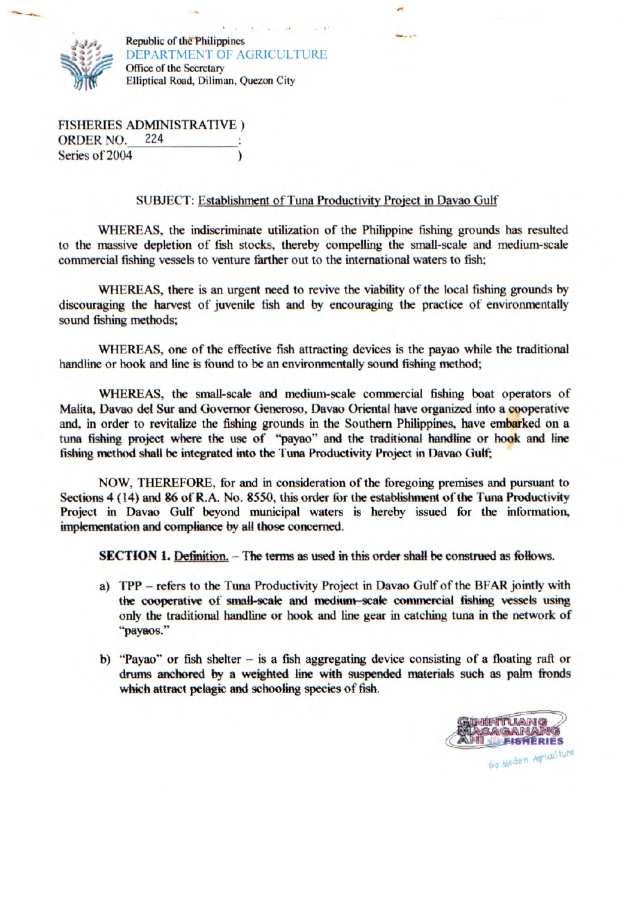Republic of the Philippines
DEPARTMENT OF AGRICULTURE
Office of the Secretary
Elliptical Road, Diliman, Quezon City

FISHERIES ADMINISTRATIVE )
ORDER NO. 224 :
Series of 2004 )

SUBJECT: Establishment of Tuna Productivity Project in Davao Gulf

WHEREAS, the indiscriminate utilization of the Philippine fishing grounds has resulted to the massive depletion of fish stocks, thereby compelling the small-scale and medium-scale commercial fishing vessels to venture farther out to the international waters to fish;

WHEREAS, there is an urgent need to revive the viability of the local fishing grounds by discouraging the harvest of juvenile fish and by encouraging the practice of environmentally sound fishing methods;

WHEREAS, one of the effective fish attracting devices is the payao while the traditional handline or hook and line is found to be an environmentally sound fishing method;

WHEREAS, the small-scale and medium-scale commercial fishing boat operators of Malita, Davao del Sur and Governor Generoso, Davao Oriental have organized into a cooperative and, in order to revitalize the fishing grounds in the Southern Philippines, have embarked on a tuna fishing project where the use of "payao" and the traditional handline or hook and line fishing method shall be integrated into the Tuna Productivity Project in Davao Gulf;

NOW, THEREFORE, for and in consideration of the foregoing premises and pursuant to Sections 4 (14) and 86 of R.A. No. 8550, this order for the establishment of the Tuna Productivity Project in Davao Gulf beyond municipal waters is hereby issued for the information, implementation and compliance by all those concerned.

**SECTION 1.** Definition. – The terms as used in this order shall be construed as follows.

a) TPP – refers to the Tuna Productivity Project in Davao Gulf of the BFAR jointly with the cooperative of small-scale and medium-scale commercial fishing vessels using only the traditional handline or hook and line gear in catching tuna in the network of "payaos."

b) "Payao" or fish shelter – is a fish aggregating device consisting of a floating raft or drums anchored by a weighted line with suspended materials such as palm fronds which attract pelagic and schooling species of fish.

GININTUANG MASAGANANG ANI FISHERIES
Go Modern Agriculture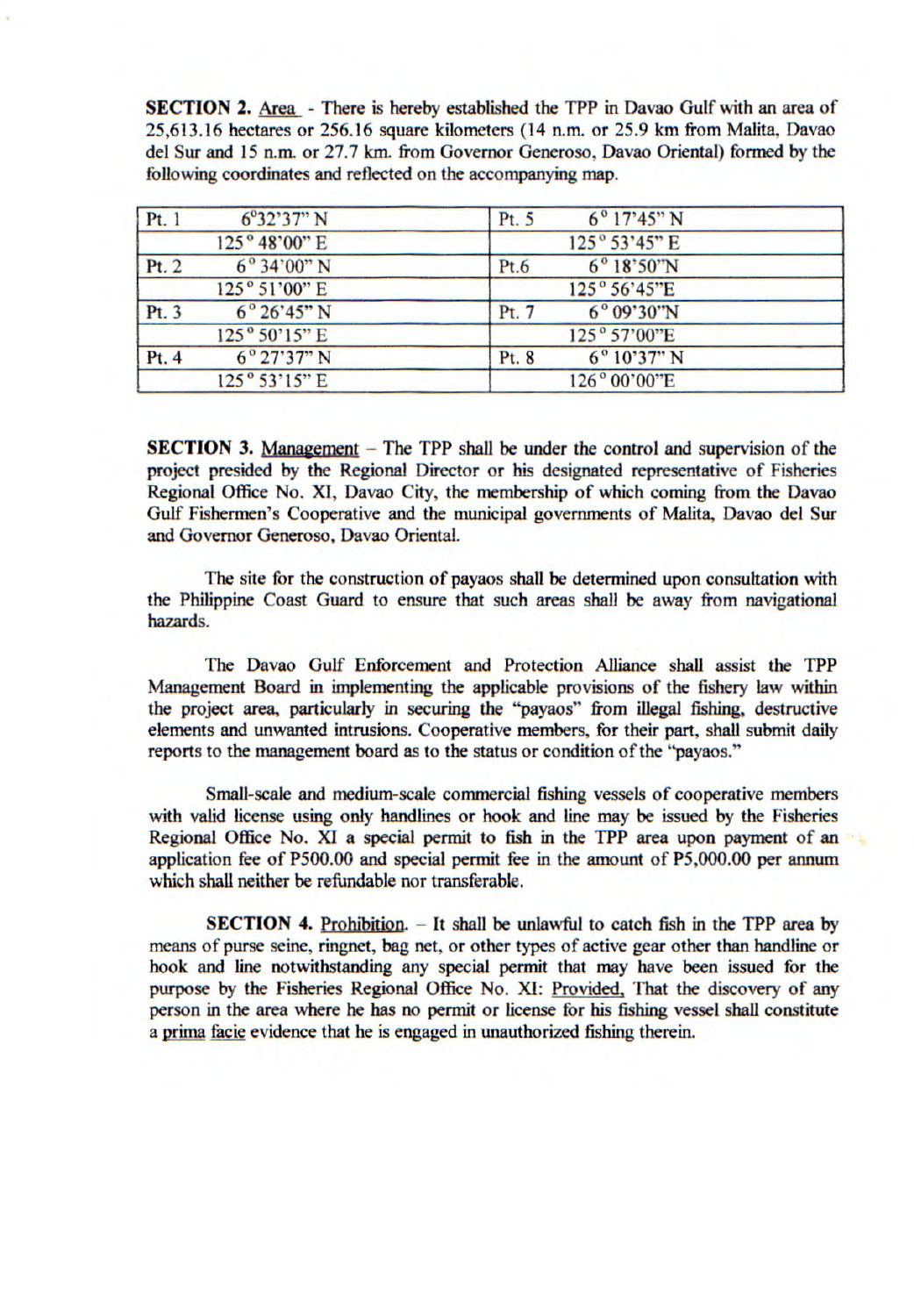**SECTION 2.** Area - There is hereby established the TPP in Davao Gulf with an area of 25,613.16 hectares or 256.16 square kilometers (14 n.m. or 25.9 km from Malita, Davao del Sur and 15 n.m. or 27.7 km. from Governor Generoso, Davao Oriental) formed by the following coordinates and reflected on the accompanying map.

| Pt. 1 | 6°32'37" N | Pt. 5 | 6° 17'45" N |
|---|---|---|---|
| | 125° 48'00" E | | 125° 53'45" E |
| Pt. 2 | 6° 34'00" N | Pt.6 | 6° 18'50"N |
| | 125° 51'00" E | | 125° 56'45"E |
| Pt. 3 | 6° 26'45" N | Pt. 7 | 6° 09'30"N |
| | 125° 50'15" E | | 125° 57'00"E |
| Pt. 4 | 6° 27'37" N | Pt. 8 | 6° 10'37" N |
| | 125° 53'15" E | | 126° 00'00"E |

**SECTION 3.** Management - The TPP shall be under the control and supervision of the project presided by the Regional Director or his designated representative of Fisheries Regional Office No. XI, Davao City, the membership of which coming from the Davao Gulf Fishermen's Cooperative and the municipal governments of Malita, Davao del Sur and Governor Generoso, Davao Oriental.

The site for the construction of payaos shall be determined upon consultation with the Philippine Coast Guard to ensure that such areas shall be away from navigational hazards.

The Davao Gulf Enforcement and Protection Alliance shall assist the TPP Management Board in implementing the applicable provisions of the fishery law within the project area, particularly in securing the "payaos" from illegal fishing, destructive elements and unwanted intrusions. Cooperative members, for their part, shall submit daily reports to the management board as to the status or condition of the "payaos."

Small-scale and medium-scale commercial fishing vessels of cooperative members with valid license using only handlines or hook and line may be issued by the Fisheries Regional Office No. XI a special permit to fish in the TPP area upon payment of an application fee of P500.00 and special permit fee in the amount of P5,000.00 per annum which shall neither be refundable nor transferable.

**SECTION 4.** Prohibition. - It shall be unlawful to catch fish in the TPP area by means of purse seine, ringnet, bag net, or other types of active gear other than handline or hook and line notwithstanding any special permit that may have been issued for the purpose by the Fisheries Regional Office No. XI: Provided, That the discovery of any person in the area where he has no permit or license for his fishing vessel shall constitute a prima facie evidence that he is engaged in unauthorized fishing therein.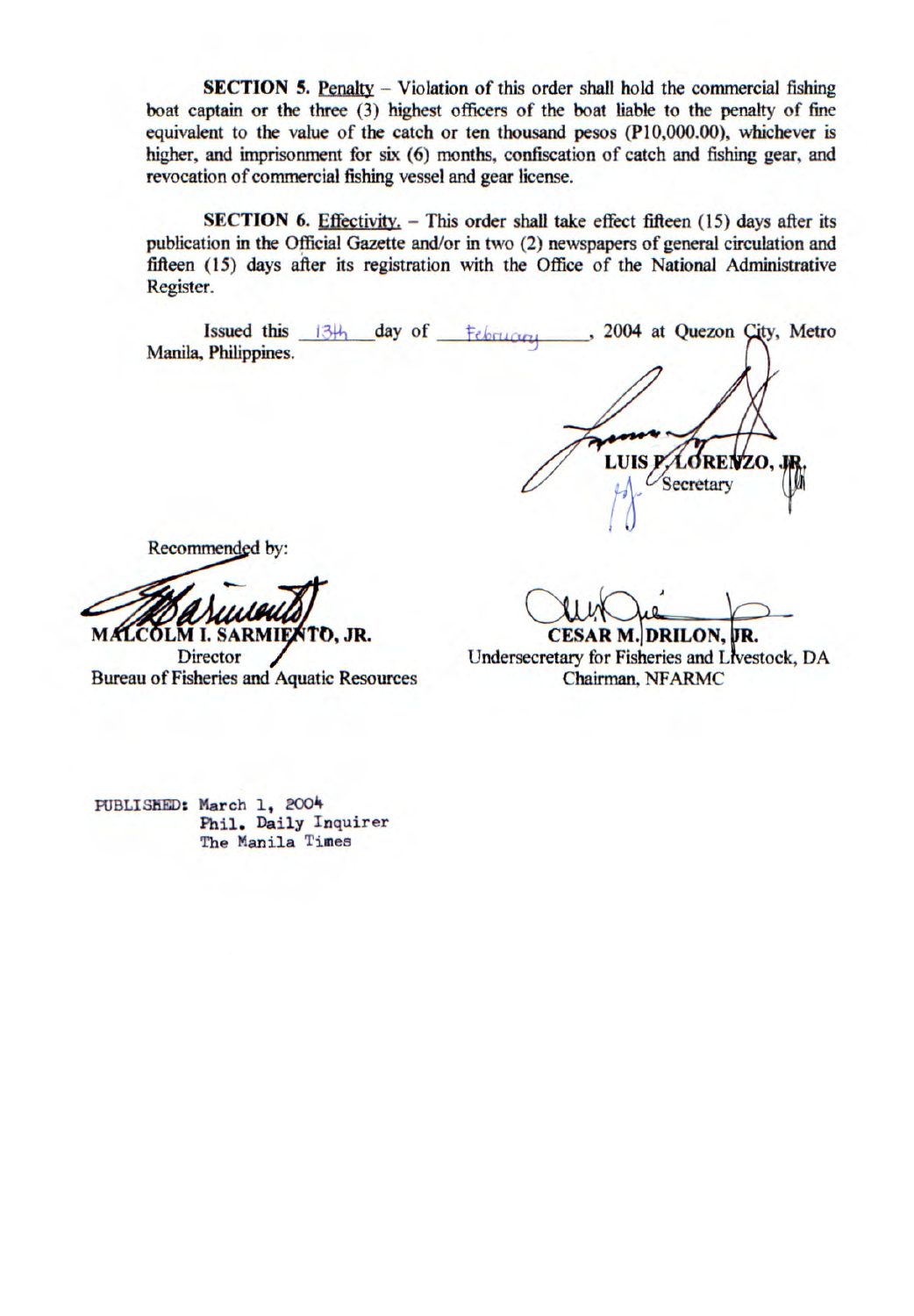**SECTION 5.** Penalty – Violation of this order shall hold the commercial fishing boat captain or the three (3) highest officers of the boat liable to the penalty of fine equivalent to the value of the catch or ten thousand pesos (P10,000.00), whichever is higher, and imprisonment for six (6) months, confiscation of catch and fishing gear, and revocation of commercial fishing vessel and gear license.

**SECTION 6.** Effectivity. – This order shall take effect fifteen (15) days after its publication in the Official Gazette and/or in two (2) newspapers of general circulation and fifteen (15) days after its registration with the Office of the National Administrative Register.

Issued this 13th day of February, 2004 at Quezon City, Metro Manila, Philippines.

**LUIS P. LORENZO, JR.**
Secretary

Recommended by:

**MALCOLM I. SARMIENTO, JR.**
Director
Bureau of Fisheries and Aquatic Resources

**CESAR M. DRILON, JR.**
Undersecretary for Fisheries and Livestock, DA
Chairman, NFARMC

PUBLISHED: March 1, 2004
Phil. Daily Inquirer
The Manila Times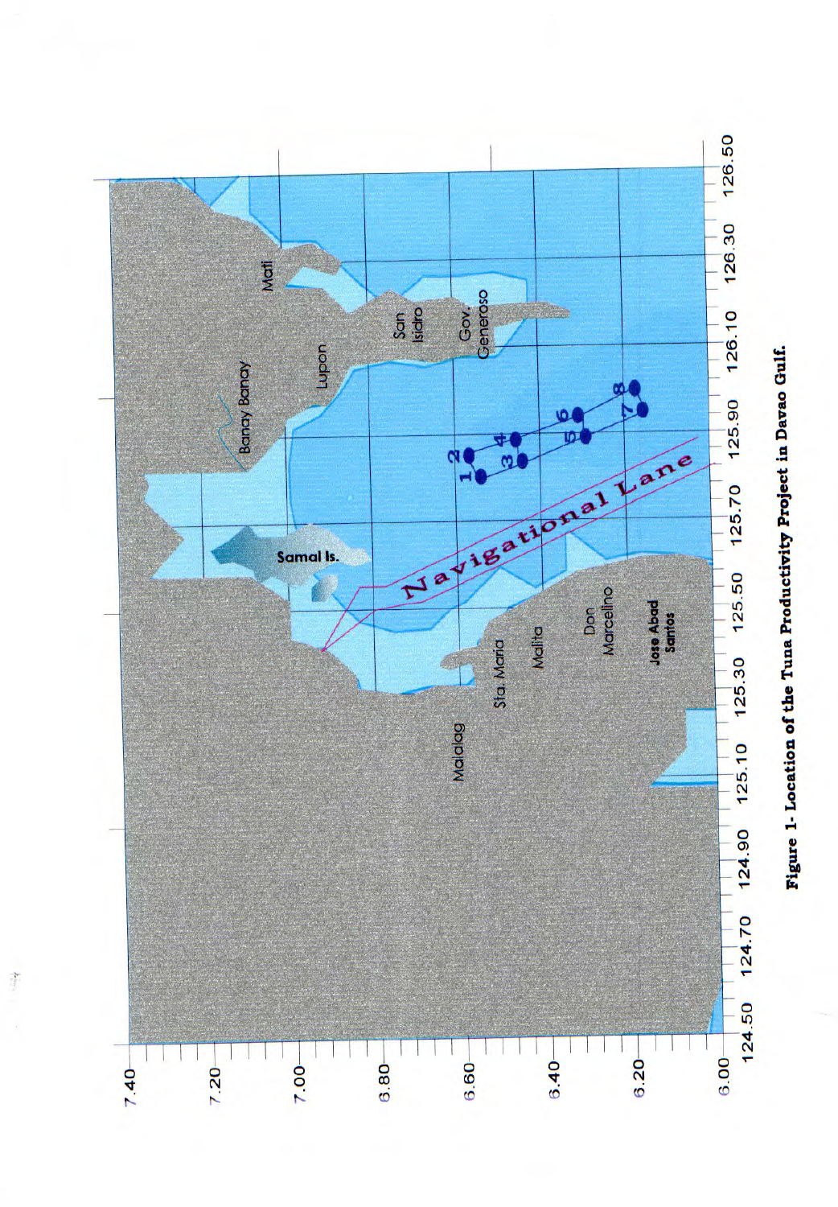7.40
7.20
7.00
6.80
6.60
6.40
6.20
6.00

124.50 124.70 124.90 125.10 125.30 125.50 125.70 125.90 126.10 126.30 126.50

Mati
Banay Banay
Lupon
San Isidro
Gov. Generoso
Samal Is.
Navigational Lane
Malalag
Sta. Maria
Malita
Don Marcelino
Jose Abad Santos
1 2 3 4 5 6 7 8

**Figure 1- Location of the Tuna Productivity Project in Davao Gulf.**